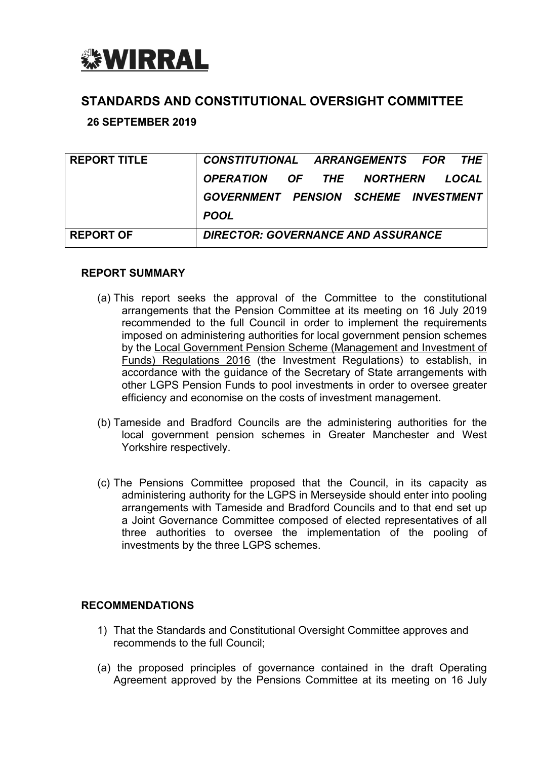**WIRRAL**

## STANDARDS AND CONSTITUTIONAL OVERSIGHT COMMITTEE

**26 SEPTEMBER 2019**

| **REPORT TITLE** | ***CONSTITUTIONAL ARRANGEMENTS FOR THE OPERATION OF THE NORTHERN LOCAL GOVERNMENT PENSION SCHEME INVESTMENT POOL*** |
|---|---|
| **REPORT OF** | ***DIRECTOR: GOVERNANCE AND ASSURANCE*** |

### REPORT SUMMARY

(a) This report seeks the approval of the Committee to the constitutional arrangements that the Pension Committee at its meeting on 16 July 2019 recommended to the full Council in order to implement the requirements imposed on administering authorities for local government pension schemes by the Local Government Pension Scheme (Management and Investment of Funds) Regulations 2016 (the Investment Regulations) to establish, in accordance with the guidance of the Secretary of State arrangements with other LGPS Pension Funds to pool investments in order to oversee greater efficiency and economise on the costs of investment management.

(b) Tameside and Bradford Councils are the administering authorities for the local government pension schemes in Greater Manchester and West Yorkshire respectively.

(c) The Pensions Committee proposed that the Council, in its capacity as administering authority for the LGPS in Merseyside should enter into pooling arrangements with Tameside and Bradford Councils and to that end set up a Joint Governance Committee composed of elected representatives of all three authorities to oversee the implementation of the pooling of investments by the three LGPS schemes.

### RECOMMENDATIONS

1) That the Standards and Constitutional Oversight Committee approves and recommends to the full Council;

(a) the proposed principles of governance contained in the draft Operating Agreement approved by the Pensions Committee at its meeting on 16 July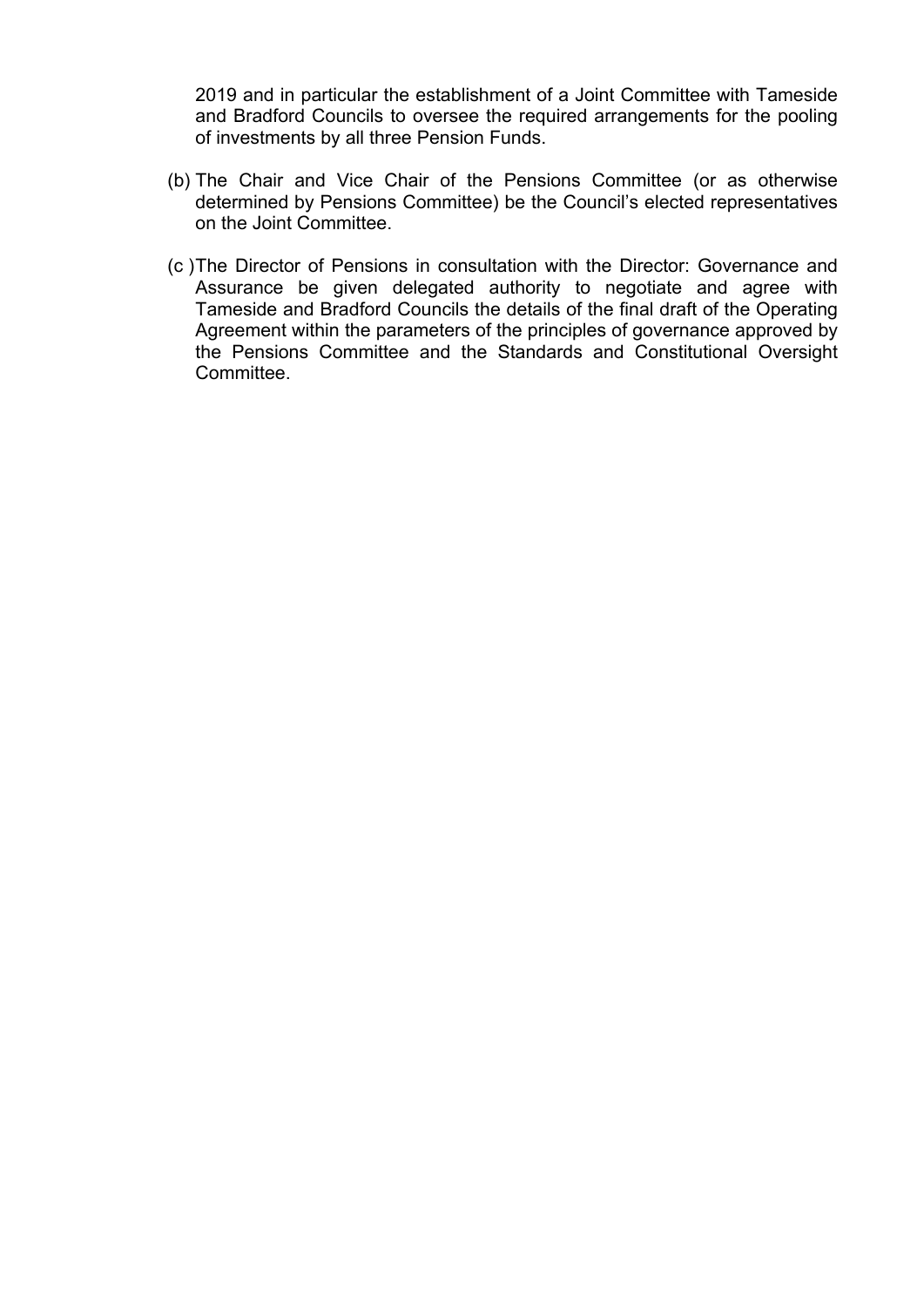2019 and in particular the establishment of a Joint Committee with Tameside and Bradford Councils to oversee the required arrangements for the pooling of investments by all three Pension Funds.

(b) The Chair and Vice Chair of the Pensions Committee (or as otherwise determined by Pensions Committee) be the Council's elected representatives on the Joint Committee.

(c ) The Director of Pensions in consultation with the Director: Governance and Assurance be given delegated authority to negotiate and agree with Tameside and Bradford Councils the details of the final draft of the Operating Agreement within the parameters of the principles of governance approved by the Pensions Committee and the Standards and Constitutional Oversight Committee.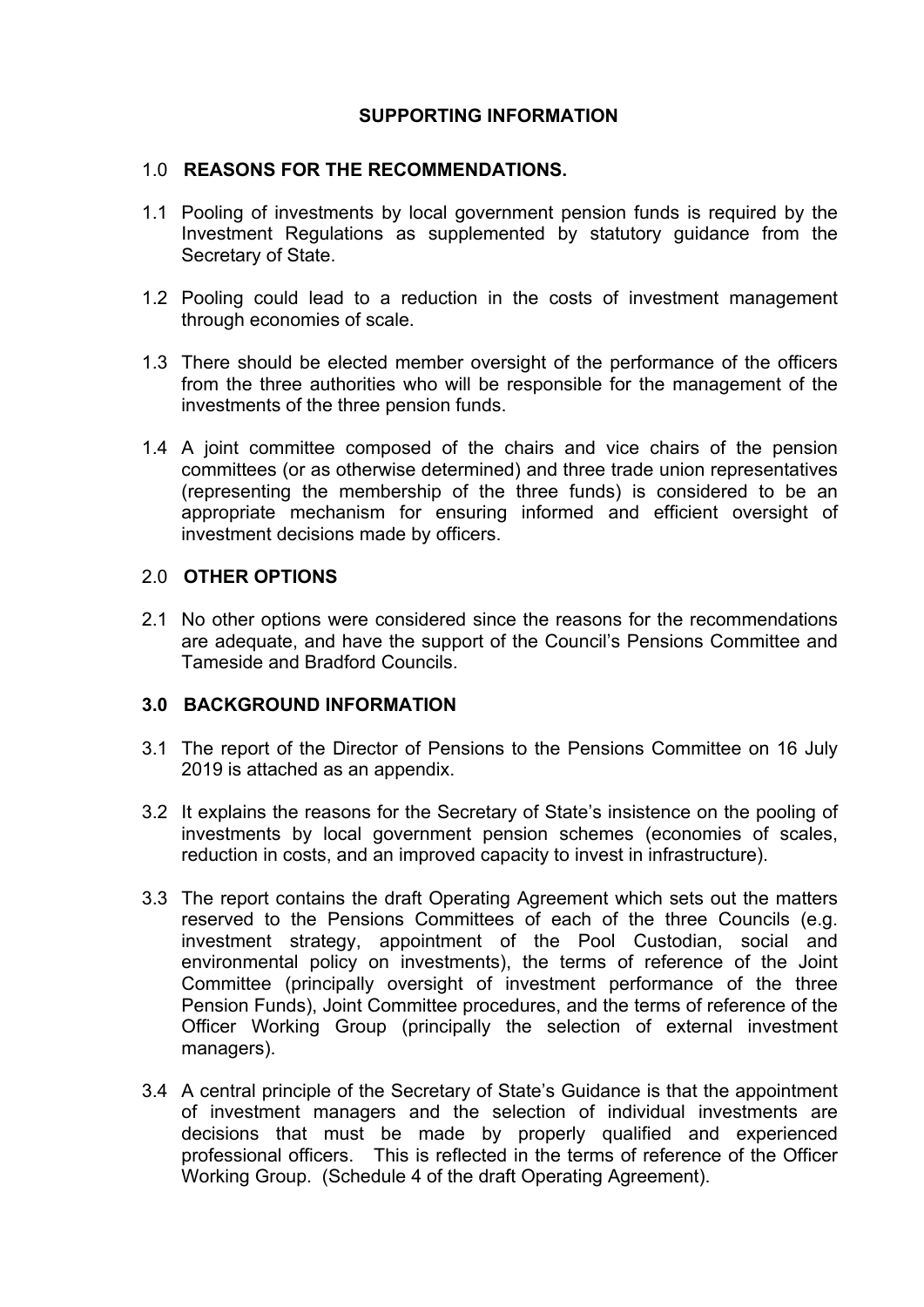## SUPPORTING INFORMATION

### 1.0 REASONS FOR THE RECOMMENDATIONS.

1.1 Pooling of investments by local government pension funds is required by the Investment Regulations as supplemented by statutory guidance from the Secretary of State.

1.2 Pooling could lead to a reduction in the costs of investment management through economies of scale.

1.3 There should be elected member oversight of the performance of the officers from the three authorities who will be responsible for the management of the investments of the three pension funds.

1.4 A joint committee composed of the chairs and vice chairs of the pension committees (or as otherwise determined) and three trade union representatives (representing the membership of the three funds) is considered to be an appropriate mechanism for ensuring informed and efficient oversight of investment decisions made by officers.

### 2.0 OTHER OPTIONS

2.1 No other options were considered since the reasons for the recommendations are adequate, and have the support of the Council's Pensions Committee and Tameside and Bradford Councils.

### 3.0 BACKGROUND INFORMATION

3.1 The report of the Director of Pensions to the Pensions Committee on 16 July 2019 is attached as an appendix.

3.2 It explains the reasons for the Secretary of State's insistence on the pooling of investments by local government pension schemes (economies of scales, reduction in costs, and an improved capacity to invest in infrastructure).

3.3 The report contains the draft Operating Agreement which sets out the matters reserved to the Pensions Committees of each of the three Councils (e.g. investment strategy, appointment of the Pool Custodian, social and environmental policy on investments), the terms of reference of the Joint Committee (principally oversight of investment performance of the three Pension Funds), Joint Committee procedures, and the terms of reference of the Officer Working Group (principally the selection of external investment managers).

3.4 A central principle of the Secretary of State's Guidance is that the appointment of investment managers and the selection of individual investments are decisions that must be made by properly qualified and experienced professional officers. This is reflected in the terms of reference of the Officer Working Group. (Schedule 4 of the draft Operating Agreement).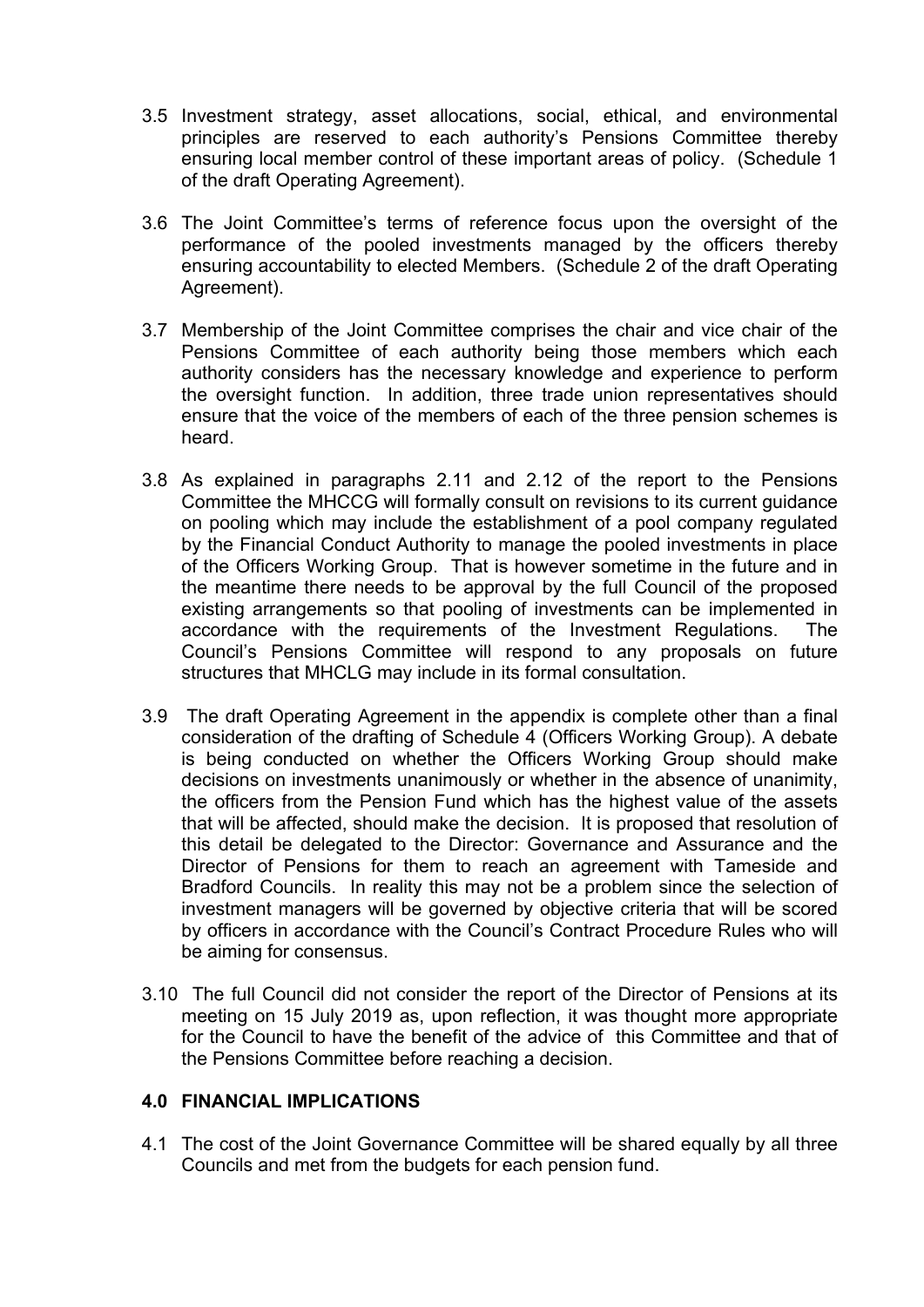3.5 Investment strategy, asset allocations, social, ethical, and environmental principles are reserved to each authority's Pensions Committee thereby ensuring local member control of these important areas of policy. (Schedule 1 of the draft Operating Agreement).

3.6 The Joint Committee's terms of reference focus upon the oversight of the performance of the pooled investments managed by the officers thereby ensuring accountability to elected Members. (Schedule 2 of the draft Operating Agreement).

3.7 Membership of the Joint Committee comprises the chair and vice chair of the Pensions Committee of each authority being those members which each authority considers has the necessary knowledge and experience to perform the oversight function. In addition, three trade union representatives should ensure that the voice of the members of each of the three pension schemes is heard.

3.8 As explained in paragraphs 2.11 and 2.12 of the report to the Pensions Committee the MHCCG will formally consult on revisions to its current guidance on pooling which may include the establishment of a pool company regulated by the Financial Conduct Authority to manage the pooled investments in place of the Officers Working Group. That is however sometime in the future and in the meantime there needs to be approval by the full Council of the proposed existing arrangements so that pooling of investments can be implemented in accordance with the requirements of the Investment Regulations. The Council's Pensions Committee will respond to any proposals on future structures that MHCLG may include in its formal consultation.

3.9 The draft Operating Agreement in the appendix is complete other than a final consideration of the drafting of Schedule 4 (Officers Working Group). A debate is being conducted on whether the Officers Working Group should make decisions on investments unanimously or whether in the absence of unanimity, the officers from the Pension Fund which has the highest value of the assets that will be affected, should make the decision. It is proposed that resolution of this detail be delegated to the Director: Governance and Assurance and the Director of Pensions for them to reach an agreement with Tameside and Bradford Councils. In reality this may not be a problem since the selection of investment managers will be governed by objective criteria that will be scored by officers in accordance with the Council's Contract Procedure Rules who will be aiming for consensus.

3.10 The full Council did not consider the report of the Director of Pensions at its meeting on 15 July 2019 as, upon reflection, it was thought more appropriate for the Council to have the benefit of the advice of this Committee and that of the Pensions Committee before reaching a decision.

## 4.0 FINANCIAL IMPLICATIONS

4.1 The cost of the Joint Governance Committee will be shared equally by all three Councils and met from the budgets for each pension fund.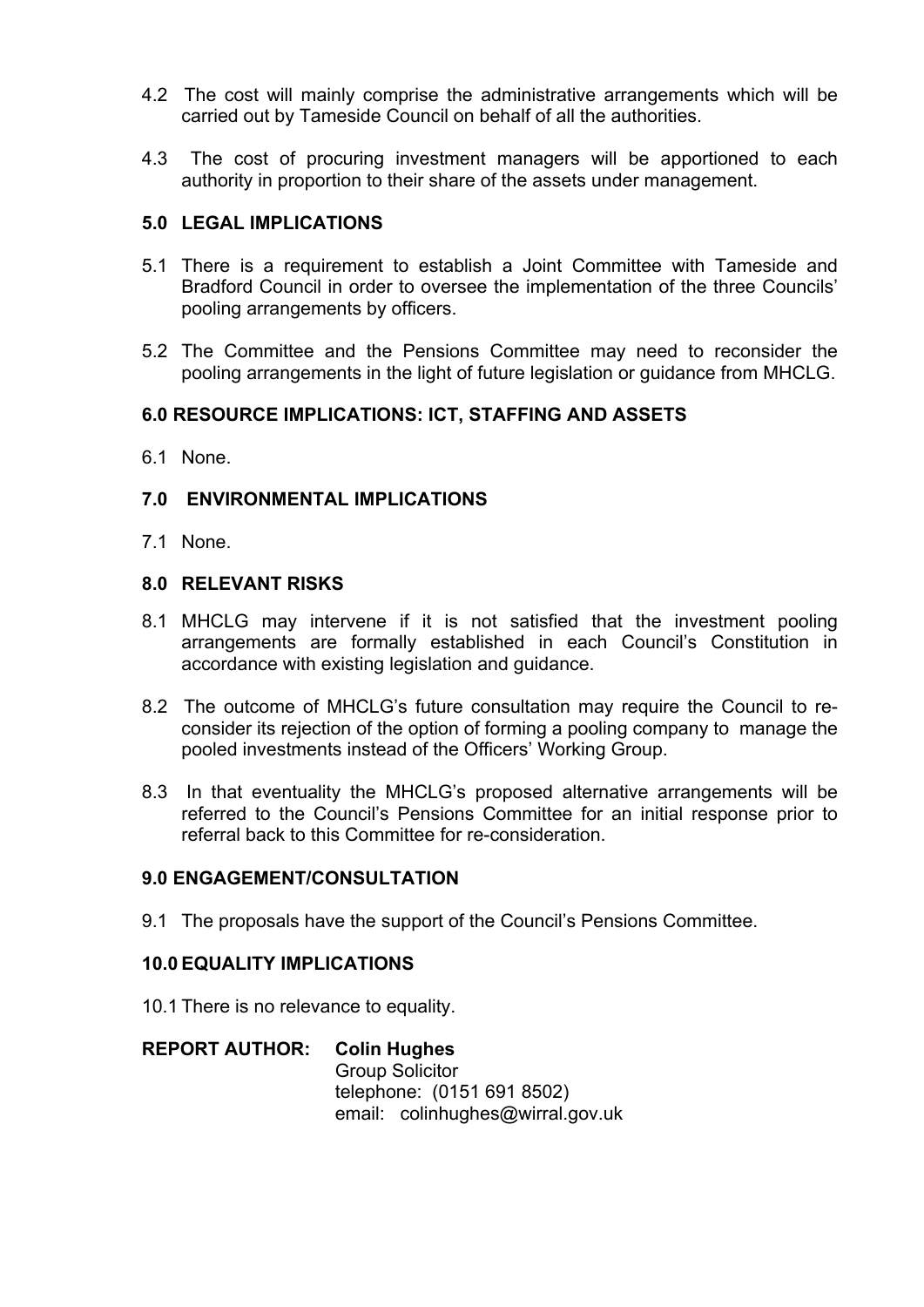4.2 The cost will mainly comprise the administrative arrangements which will be carried out by Tameside Council on behalf of all the authorities.

4.3 The cost of procuring investment managers will be apportioned to each authority in proportion to their share of the assets under management.

## 5.0 LEGAL IMPLICATIONS

5.1 There is a requirement to establish a Joint Committee with Tameside and Bradford Council in order to oversee the implementation of the three Councils' pooling arrangements by officers.

5.2 The Committee and the Pensions Committee may need to reconsider the pooling arrangements in the light of future legislation or guidance from MHCLG.

## 6.0 RESOURCE IMPLICATIONS: ICT, STAFFING AND ASSETS

6.1 None.

## 7.0 ENVIRONMENTAL IMPLICATIONS

7.1 None.

## 8.0 RELEVANT RISKS

8.1 MHCLG may intervene if it is not satisfied that the investment pooling arrangements are formally established in each Council's Constitution in accordance with existing legislation and guidance.

8.2 The outcome of MHCLG's future consultation may require the Council to re-consider its rejection of the option of forming a pooling company to manage the pooled investments instead of the Officers' Working Group.

8.3 In that eventuality the MHCLG's proposed alternative arrangements will be referred to the Council's Pensions Committee for an initial response prior to referral back to this Committee for re-consideration.

## 9.0 ENGAGEMENT/CONSULTATION

9.1 The proposals have the support of the Council's Pensions Committee.

## 10.0 EQUALITY IMPLICATIONS

10.1 There is no relevance to equality.

**REPORT AUTHOR:** **Colin Hughes**
Group Solicitor
telephone: (0151 691 8502)
email: colinhughes@wirral.gov.uk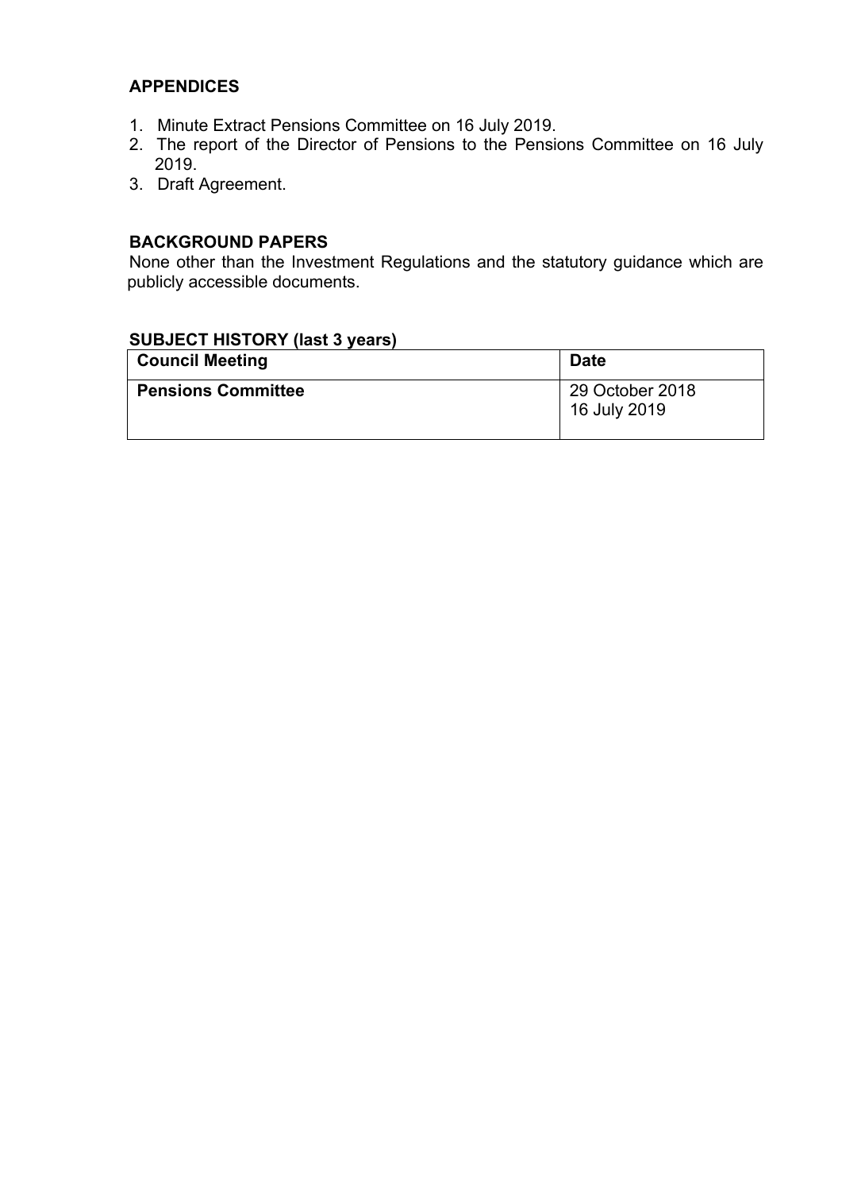**APPENDICES**

1. Minute Extract Pensions Committee on 16 July 2019.
2. The report of the Director of Pensions to the Pensions Committee on 16 July 2019.
3. Draft Agreement.

**BACKGROUND PAPERS**

None other than the Investment Regulations and the statutory guidance which are publicly accessible documents.

**SUBJECT HISTORY (last 3 years)**

| **Council Meeting** | **Date** |
|---|---|
| **Pensions Committee** | 29 October 2018<br>16 July 2019 |